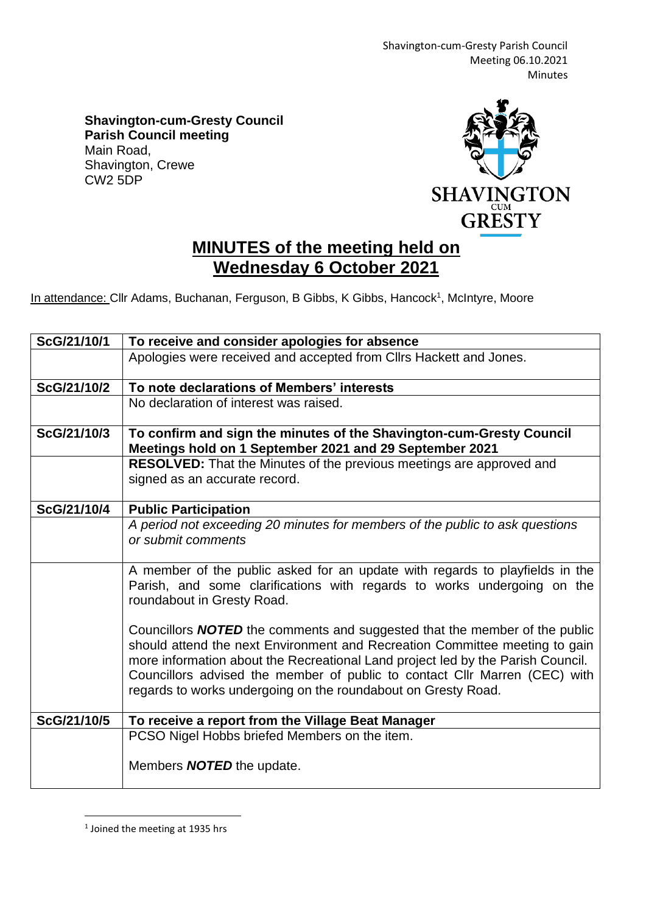**Shavington-cum-Gresty Council**
**Parish Council meeting**
Main Road,
Shavington, Crewe
CW2 5DP

# MINUTES of the meeting held on Wednesday 6 October 2021

In attendance: Cllr Adams, Buchanan, Ferguson, B Gibbs, K Gibbs, Hancock[1], McIntyre, Moore

| ScG/21/10/1 | **To receive and consider apologies for absence** |
|---|---|
| | Apologies were received and accepted from Cllrs Hackett and Jones. |
| **ScG/21/10/2** | **To note declarations of Members' interests** |
| | No declaration of interest was raised. |
| **ScG/21/10/3** | **To confirm and sign the minutes of the Shavington-cum-Gresty Council Meetings hold on 1 September 2021 and 29 September 2021** |
| | **RESOLVED:** That the Minutes of the previous meetings are approved and signed as an accurate record. |
| **ScG/21/10/4** | **Public Participation** |
| | *A period not exceeding 20 minutes for members of the public to ask questions or submit comments* |
| | A member of the public asked for an update with regards to playfields in the Parish, and some clarifications with regards to works undergoing on the roundabout in Gresty Road.<br><br>Councillors ***NOTED*** the comments and suggested that the member of the public should attend the next Environment and Recreation Committee meeting to gain more information about the Recreational Land project led by the Parish Council. Councillors advised the member of public to contact Cllr Marren (CEC) with regards to works undergoing on the roundabout on Gresty Road. |
| **ScG/21/10/5** | **To receive a report from the Village Beat Manager** |
| | PCSO Nigel Hobbs briefed Members on the item.<br><br>Members ***NOTED*** the update. |

[1] Joined the meeting at 1935 hrs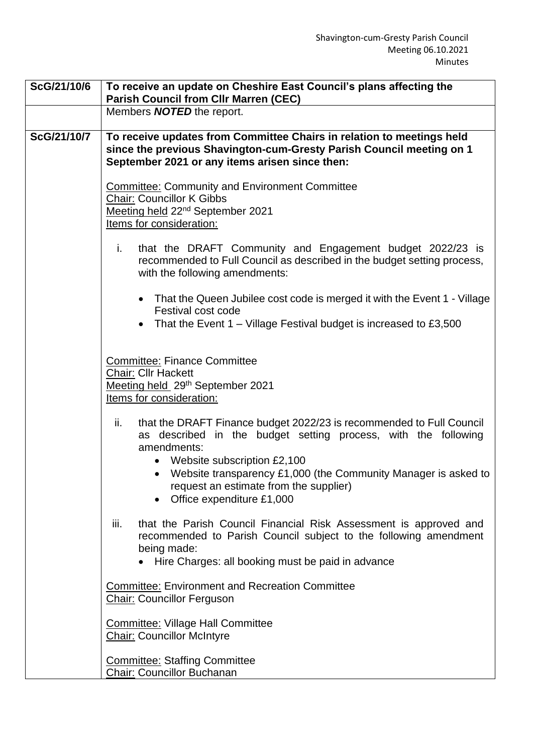| | |
|---|---|
| **ScG/21/10/6** | **To receive an update on Cheshire East Council's plans affecting the Parish Council from Cllr Marren (CEC)** |
| | Members ***NOTED*** the report. |
| **ScG/21/10/7** | **To receive updates from Committee Chairs in relation to meetings held since the previous Shavington-cum-Gresty Parish Council meeting on 1 September 2021 or any items arisen since then:**<br><br>Committee: Community and Environment Committee<br>Chair: Councillor K Gibbs<br>Meeting held 22nd September 2021<br>Items for consideration:<br><br>i. that the DRAFT Community and Engagement budget 2022/23 is recommended to Full Council as described in the budget setting process, with the following amendments:<br>• That the Queen Jubilee cost code is merged it with the Event 1 - Village Festival cost code<br>• That the Event 1 – Village Festival budget is increased to £3,500<br><br>Committee: Finance Committee<br>Chair: Cllr Hackett<br>Meeting held 29th September 2021<br>Items for consideration:<br><br>ii. that the DRAFT Finance budget 2022/23 is recommended to Full Council as described in the budget setting process, with the following amendments:<br>• Website subscription £2,100<br>• Website transparency £1,000 (the Community Manager is asked to request an estimate from the supplier)<br>• Office expenditure £1,000<br><br>iii. that the Parish Council Financial Risk Assessment is approved and recommended to Parish Council subject to the following amendment being made:<br>• Hire Charges: all booking must be paid in advance<br><br>Committee: Environment and Recreation Committee<br>Chair: Councillor Ferguson<br><br>Committee: Village Hall Committee<br>Chair: Councillor McIntyre<br><br>Committee: Staffing Committee<br>Chair: Councillor Buchanan |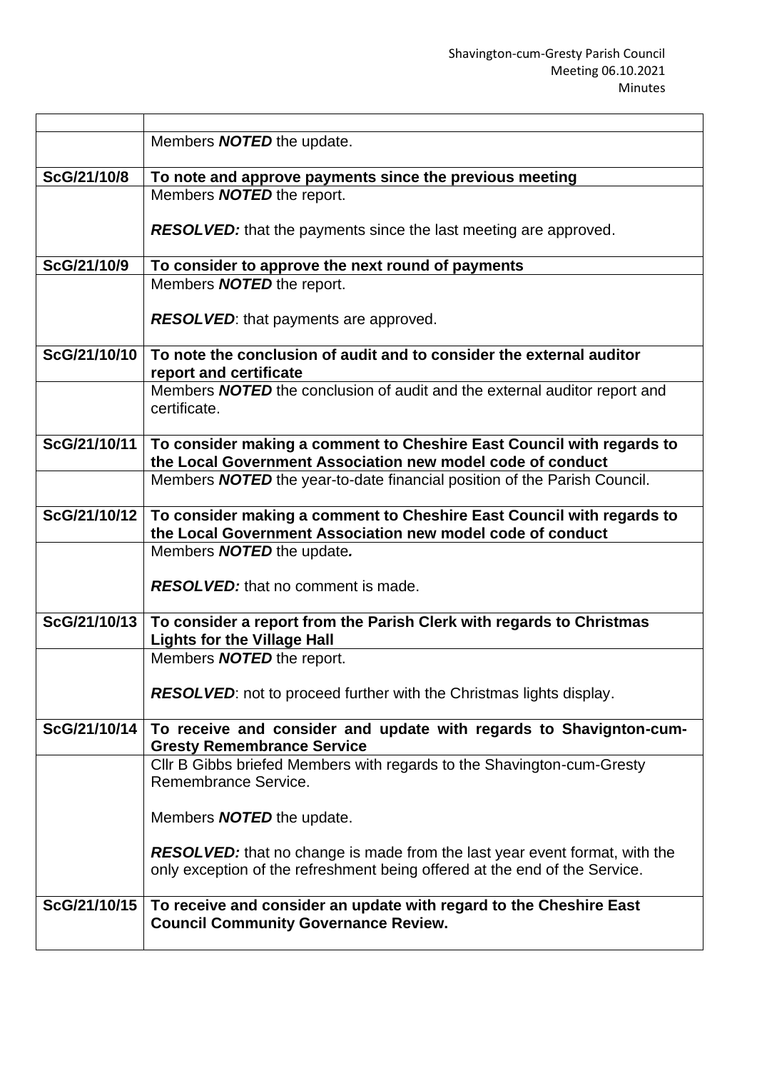| | |
|---|---|
| | Members ***NOTED*** the update. |
| **ScG/21/10/8** | **To note and approve payments since the previous meeting** |
| | Members ***NOTED*** the report.<br><br>***RESOLVED:*** that the payments since the last meeting are approved. |
| **ScG/21/10/9** | **To consider to approve the next round of payments** |
| | Members ***NOTED*** the report.<br><br>***RESOLVED***: that payments are approved. |
| **ScG/21/10/10** | **To note the conclusion of audit and to consider the external auditor report and certificate** |
| | Members ***NOTED*** the conclusion of audit and the external auditor report and certificate. |
| **ScG/21/10/11** | **To consider making a comment to Cheshire East Council with regards to the Local Government Association new model code of conduct** |
| | Members ***NOTED*** the year-to-date financial position of the Parish Council. |
| **ScG/21/10/12** | **To consider making a comment to Cheshire East Council with regards to the Local Government Association new model code of conduct** |
| | Members ***NOTED*** the update***.***<br><br>***RESOLVED:*** that no comment is made. |
| **ScG/21/10/13** | **To consider a report from the Parish Clerk with regards to Christmas Lights for the Village Hall** |
| | Members ***NOTED*** the report.<br><br>***RESOLVED***: not to proceed further with the Christmas lights display. |
| **ScG/21/10/14** | **To receive and consider and update with regards to Shavignton-cum-Gresty Remembrance Service** |
| | Cllr B Gibbs briefed Members with regards to the Shavington-cum-Gresty Remembrance Service.<br><br>Members ***NOTED*** the update.<br><br>***RESOLVED:*** that no change is made from the last year event format, with the only exception of the refreshment being offered at the end of the Service. |
| **ScG/21/10/15** | **To receive and consider an update with regard to the Cheshire East Council Community Governance Review.** |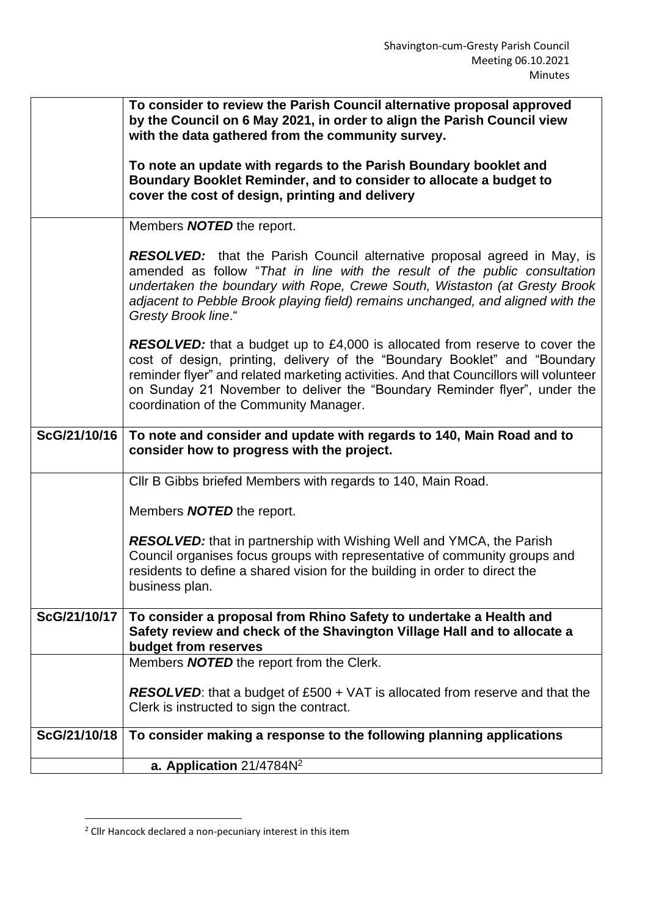| | |
|---|---|
| | **To consider to review the Parish Council alternative proposal approved by the Council on 6 May 2021, in order to align the Parish Council view with the data gathered from the community survey.**<br><br>**To note an update with regards to the Parish Boundary booklet and Boundary Booklet Reminder, and to consider to allocate a budget to cover the cost of design, printing and delivery** |
| | Members ***NOTED*** the report.<br><br>***RESOLVED:*** that the Parish Council alternative proposal agreed in May, is amended as follow "*That in line with the result of the public consultation undertaken the boundary with Rope, Crewe South, Wistaston (at Gresty Brook adjacent to Pebble Brook playing field) remains unchanged, and aligned with the Gresty Brook line*."<br><br>***RESOLVED:*** that a budget up to £4,000 is allocated from reserve to cover the cost of design, printing, delivery of the "Boundary Booklet" and "Boundary reminder flyer" and related marketing activities. And that Councillors will volunteer on Sunday 21 November to deliver the "Boundary Reminder flyer", under the coordination of the Community Manager. |
| **ScG/21/10/16** | **To note and consider and update with regards to 140, Main Road and to consider how to progress with the project.** |
| | Cllr B Gibbs briefed Members with regards to 140, Main Road.<br><br>Members ***NOTED*** the report.<br><br>***RESOLVED:*** that in partnership with Wishing Well and YMCA, the Parish Council organises focus groups with representative of community groups and residents to define a shared vision for the building in order to direct the business plan. |
| **ScG/21/10/17** | **To consider a proposal from Rhino Safety to undertake a Health and Safety review and check of the Shavington Village Hall and to allocate a budget from reserves** |
| | Members ***NOTED*** the report from the Clerk.<br><br>***RESOLVED***: that a budget of £500 + VAT is allocated from reserve and that the Clerk is instructed to sign the contract. |
| **ScG/21/10/18** | **To consider making a response to the following planning applications** |
| | **a. Application** 21/4784N[2] |

[2] Cllr Hancock declared a non-pecuniary interest in this item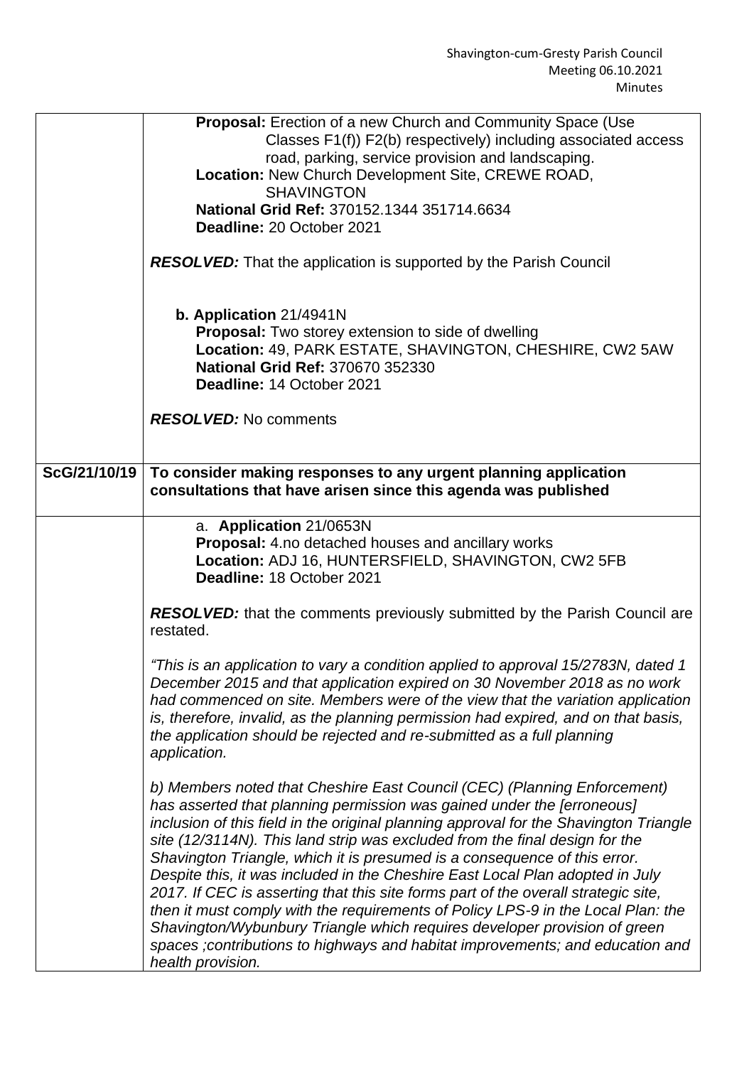| | |
|---|---|
| | **Proposal:** Erection of a new Church and Community Space (Use Classes F1(f)) F2(b) respectively) including associated access road, parking, service provision and landscaping.<br>**Location:** New Church Development Site, CREWE ROAD, SHAVINGTON<br>**National Grid Ref:** 370152.1344 351714.6634<br>**Deadline:** 20 October 2021<br><br>***RESOLVED:*** That the application is supported by the Parish Council<br><br>**b. Application** 21/4941N<br>**Proposal:** Two storey extension to side of dwelling<br>**Location:** 49, PARK ESTATE, SHAVINGTON, CHESHIRE, CW2 5AW<br>**National Grid Ref:** 370670 352330<br>**Deadline:** 14 October 2021<br><br>***RESOLVED:*** No comments |
| **ScG/21/10/19** | **To consider making responses to any urgent planning application consultations that have arisen since this agenda was published** |
| | a. **Application** 21/0653N<br>**Proposal:** 4.no detached houses and ancillary works<br>**Location:** ADJ 16, HUNTERSFIELD, SHAVINGTON, CW2 5FB<br>**Deadline:** 18 October 2021<br><br>***RESOLVED:*** that the comments previously submitted by the Parish Council are restated.<br><br>*"This is an application to vary a condition applied to approval 15/2783N, dated 1 December 2015 and that application expired on 30 November 2018 as no work had commenced on site. Members were of the view that the variation application is, therefore, invalid, as the planning permission had expired, and on that basis, the application should be rejected and re-submitted as a full planning application.*<br><br>*b) Members noted that Cheshire East Council (CEC) (Planning Enforcement) has asserted that planning permission was gained under the [erroneous] inclusion of this field in the original planning approval for the Shavington Triangle site (12/3114N). This land strip was excluded from the final design for the Shavington Triangle, which it is presumed is a consequence of this error. Despite this, it was included in the Cheshire East Local Plan adopted in July 2017. If CEC is asserting that this site forms part of the overall strategic site, then it must comply with the requirements of Policy LPS-9 in the Local Plan: the Shavington/Wybunbury Triangle which requires developer provision of green spaces ;contributions to highways and habitat improvements; and education and health provision.* |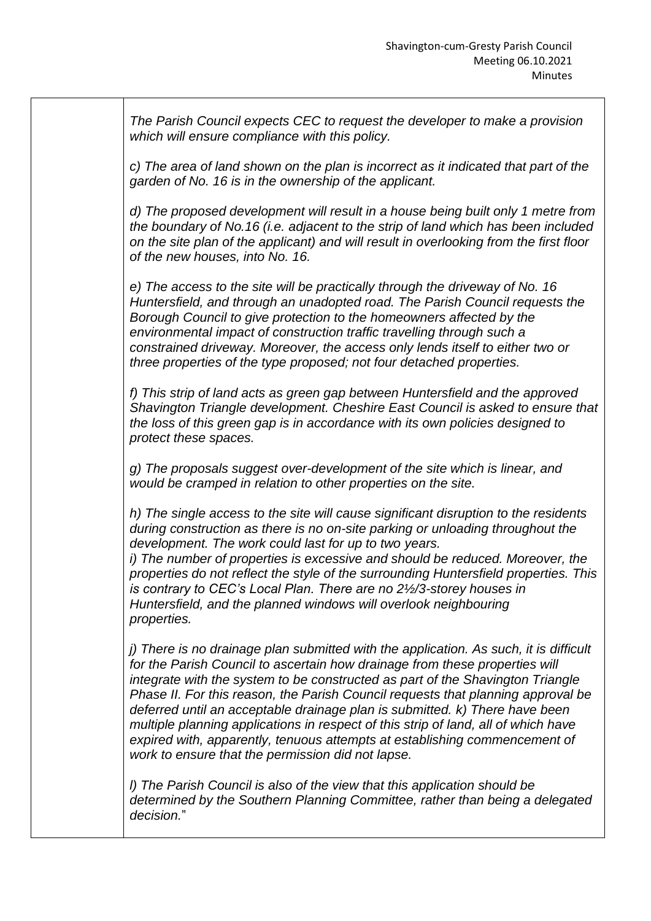*The Parish Council expects CEC to request the developer to make a provision which will ensure compliance with this policy.*

*c) The area of land shown on the plan is incorrect as it indicated that part of the garden of No. 16 is in the ownership of the applicant.*

*d) The proposed development will result in a house being built only 1 metre from the boundary of No.16 (i.e. adjacent to the strip of land which has been included on the site plan of the applicant) and will result in overlooking from the first floor of the new houses, into No. 16.*

*e) The access to the site will be practically through the driveway of No. 16 Huntersfield, and through an unadopted road. The Parish Council requests the Borough Council to give protection to the homeowners affected by the environmental impact of construction traffic travelling through such a constrained driveway. Moreover, the access only lends itself to either two or three properties of the type proposed; not four detached properties.*

*f) This strip of land acts as green gap between Huntersfield and the approved Shavington Triangle development. Cheshire East Council is asked to ensure that the loss of this green gap is in accordance with its own policies designed to protect these spaces.*

*g) The proposals suggest over-development of the site which is linear, and would be cramped in relation to other properties on the site.*

*h) The single access to the site will cause significant disruption to the residents during construction as there is no on-site parking or unloading throughout the development. The work could last for up to two years.*
*i) The number of properties is excessive and should be reduced. Moreover, the properties do not reflect the style of the surrounding Huntersfield properties. This is contrary to CEC's Local Plan. There are no 2½/3-storey houses in Huntersfield, and the planned windows will overlook neighbouring properties.*

*j) There is no drainage plan submitted with the application. As such, it is difficult for the Parish Council to ascertain how drainage from these properties will integrate with the system to be constructed as part of the Shavington Triangle Phase II. For this reason, the Parish Council requests that planning approval be deferred until an acceptable drainage plan is submitted. k) There have been multiple planning applications in respect of this strip of land, all of which have expired with, apparently, tenuous attempts at establishing commencement of work to ensure that the permission did not lapse.*

*l) The Parish Council is also of the view that this application should be determined by the Southern Planning Committee, rather than being a delegated decision.*"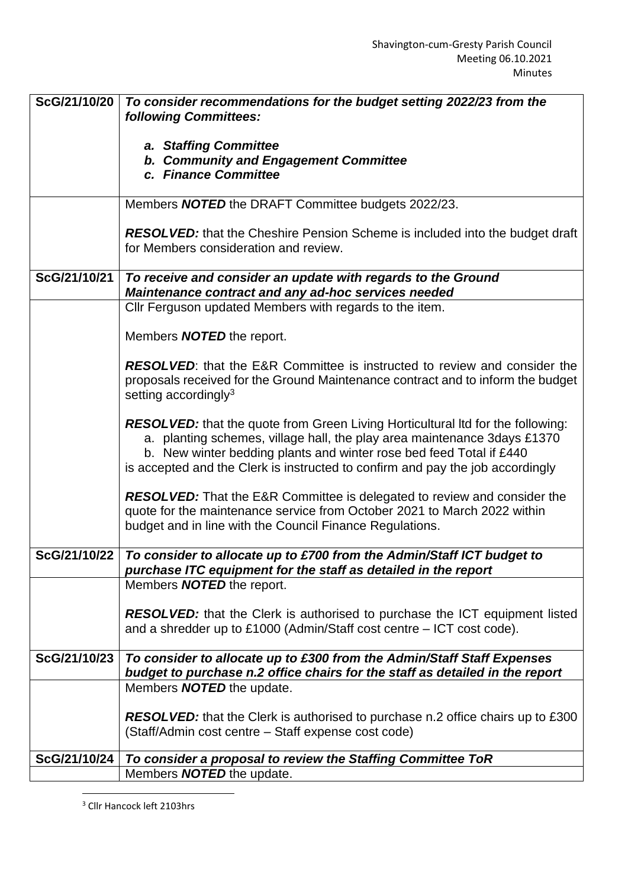| | |
|---|---|
| **ScG/21/10/20** | ***To consider recommendations for the budget setting 2022/23 from the following Committees:***<br><br>***a. Staffing Committee***<br>***b. Community and Engagement Committee***<br>***c. Finance Committee*** |
| | Members ***NOTED*** the DRAFT Committee budgets 2022/23.<br><br>***RESOLVED:*** that the Cheshire Pension Scheme is included into the budget draft for Members consideration and review. |
| **ScG/21/10/21** | ***To receive and consider an update with regards to the Ground Maintenance contract and any ad-hoc services needed*** |
| | Cllr Ferguson updated Members with regards to the item.<br><br>Members ***NOTED*** the report.<br><br>***RESOLVED***: that the E&R Committee is instructed to review and consider the proposals received for the Ground Maintenance contract and to inform the budget setting accordingly[3]<br><br>***RESOLVED:*** that the quote from Green Living Horticultural ltd for the following:<br>a. planting schemes, village hall, the play area maintenance 3days £1370<br>b. New winter bedding plants and winter rose bed feed Total if £440<br>is accepted and the Clerk is instructed to confirm and pay the job accordingly<br><br>***RESOLVED:*** That the E&R Committee is delegated to review and consider the quote for the maintenance service from October 2021 to March 2022 within budget and in line with the Council Finance Regulations. |
| **ScG/21/10/22** | ***To consider to allocate up to £700 from the Admin/Staff ICT budget to purchase ITC equipment for the staff as detailed in the report*** |
| | Members ***NOTED*** the report.<br><br>***RESOLVED:*** that the Clerk is authorised to purchase the ICT equipment listed and a shredder up to £1000 (Admin/Staff cost centre – ICT cost code). |
| **ScG/21/10/23** | ***To consider to allocate up to £300 from the Admin/Staff Staff Expenses budget to purchase n.2 office chairs for the staff as detailed in the report*** |
| | Members ***NOTED*** the update.<br><br>***RESOLVED:*** that the Clerk is authorised to purchase n.2 office chairs up to £300 (Staff/Admin cost centre – Staff expense cost code) |
| **ScG/21/10/24** | ***To consider a proposal to review the Staffing Committee ToR*** |
| | Members ***NOTED*** the update. |

[3] Cllr Hancock left 2103hrs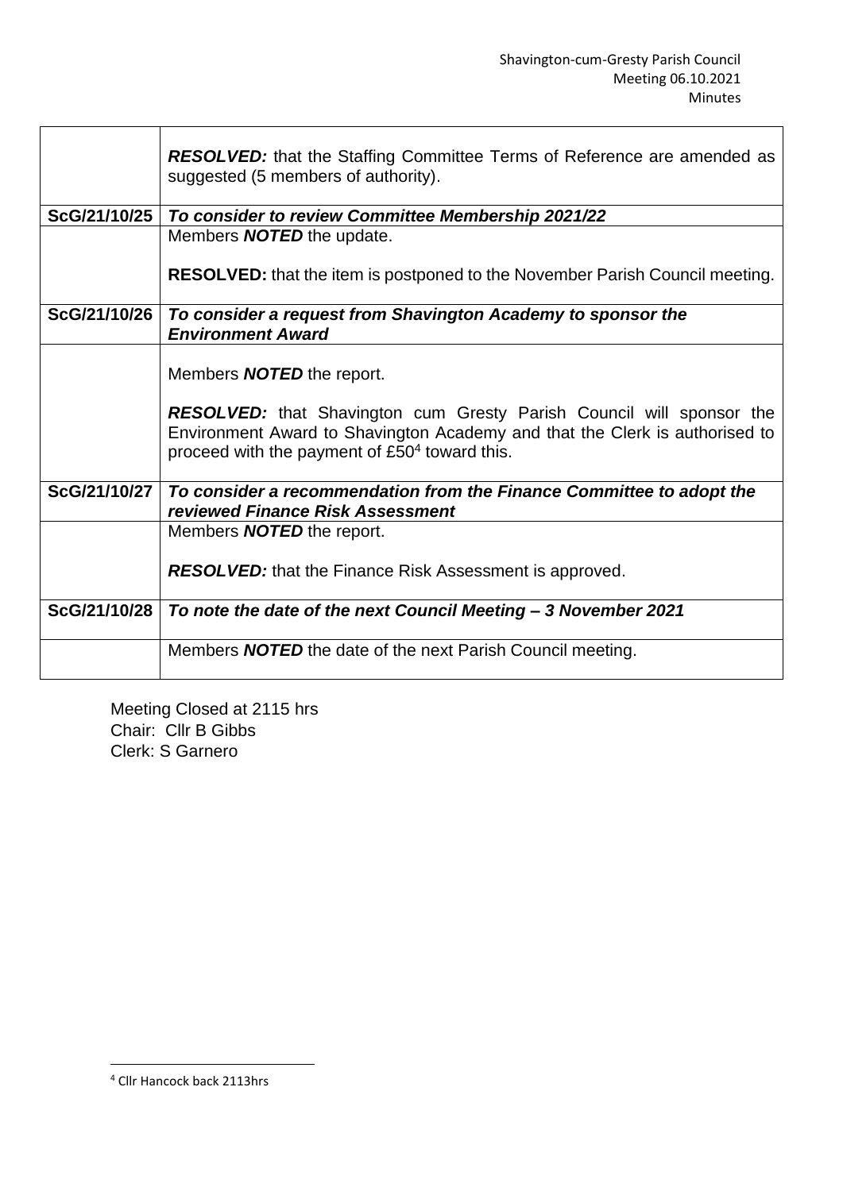| | |
|---|---|
| | ***RESOLVED:*** that the Staffing Committee Terms of Reference are amended as suggested (5 members of authority). |
| **ScG/21/10/25** | ***To consider to review Committee Membership 2021/22*** |
| | Members ***NOTED*** the update.<br><br>**RESOLVED:** that the item is postponed to the November Parish Council meeting. |
| **ScG/21/10/26** | ***To consider a request from Shavington Academy to sponsor the Environment Award*** |
| | Members ***NOTED*** the report.<br><br>***RESOLVED:*** that Shavington cum Gresty Parish Council will sponsor the Environment Award to Shavington Academy and that the Clerk is authorised to proceed with the payment of £50[4] toward this. |
| **ScG/21/10/27** | ***To consider a recommendation from the Finance Committee to adopt the reviewed Finance Risk Assessment*** |
| | Members ***NOTED*** the report.<br><br>***RESOLVED:*** that the Finance Risk Assessment is approved. |
| **ScG/21/10/28** | ***To note the date of the next Council Meeting – 3 November 2021*** |
| | Members ***NOTED*** the date of the next Parish Council meeting. |

Meeting Closed at 2115 hrs
Chair: Cllr B Gibbs
Clerk: S Garnero

[4] Cllr Hancock back 2113hrs